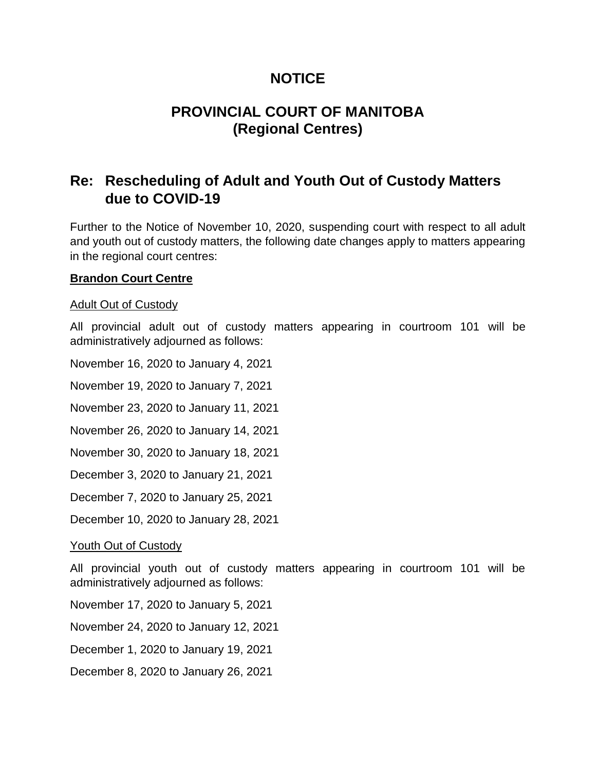# NOTICE

# PROVINCIAL COURT OF MANITOBA
# (Regional Centres)

## Re: Rescheduling of Adult and Youth Out of Custody Matters due to COVID-19

Further to the Notice of November 10, 2020, suspending court with respect to all adult and youth out of custody matters, the following date changes apply to matters appearing in the regional court centres:

**<u>Brandon Court Centre</u>**

<u>Adult Out of Custody</u>

All provincial adult out of custody matters appearing in courtroom 101 will be administratively adjourned as follows:

November 16, 2020 to January 4, 2021

November 19, 2020 to January 7, 2021

November 23, 2020 to January 11, 2021

November 26, 2020 to January 14, 2021

November 30, 2020 to January 18, 2021

December 3, 2020 to January 21, 2021

December 7, 2020 to January 25, 2021

December 10, 2020 to January 28, 2021

<u>Youth Out of Custody</u>

All provincial youth out of custody matters appearing in courtroom 101 will be administratively adjourned as follows:

November 17, 2020 to January 5, 2021

November 24, 2020 to January 12, 2021

December 1, 2020 to January 19, 2021

December 8, 2020 to January 26, 2021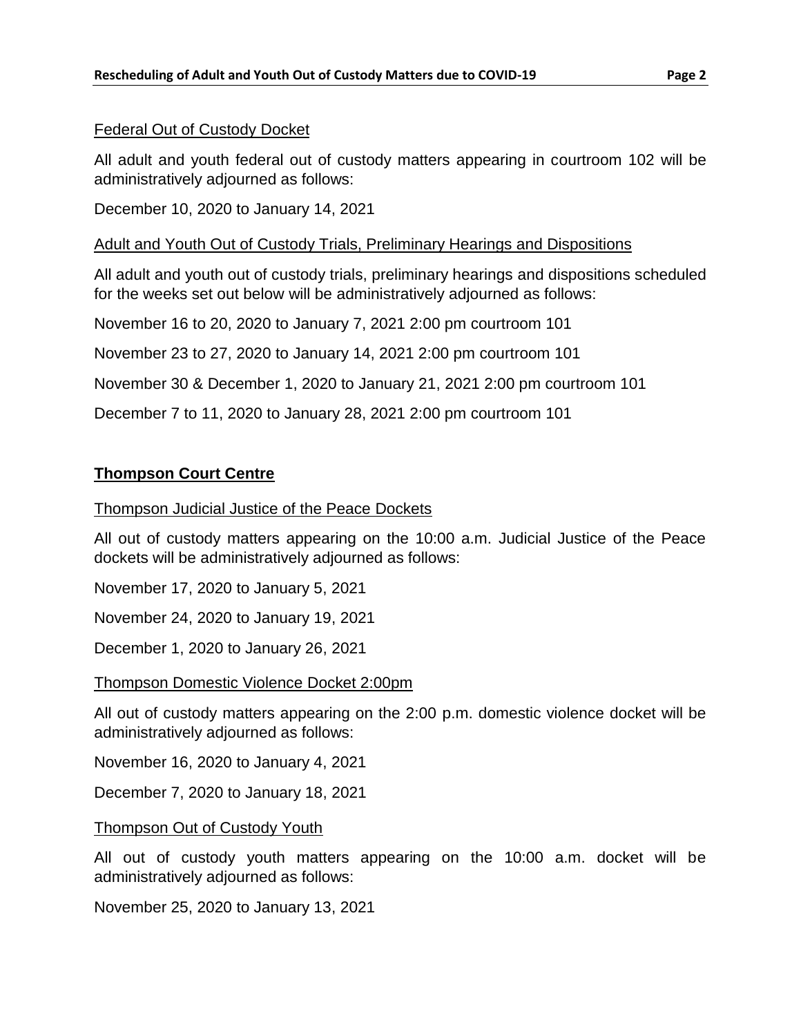Federal Out of Custody Docket

All adult and youth federal out of custody matters appearing in courtroom 102 will be administratively adjourned as follows:

December 10, 2020 to January 14, 2021

Adult and Youth Out of Custody Trials, Preliminary Hearings and Dispositions

All adult and youth out of custody trials, preliminary hearings and dispositions scheduled for the weeks set out below will be administratively adjourned as follows:

November 16 to 20, 2020 to January 7, 2021 2:00 pm courtroom 101

November 23 to 27, 2020 to January 14, 2021 2:00 pm courtroom 101

November 30 & December 1, 2020 to January 21, 2021 2:00 pm courtroom 101

December 7 to 11, 2020 to January 28, 2021 2:00 pm courtroom 101

## Thompson Court Centre

Thompson Judicial Justice of the Peace Dockets

All out of custody matters appearing on the 10:00 a.m. Judicial Justice of the Peace dockets will be administratively adjourned as follows:

November 17, 2020 to January 5, 2021

November 24, 2020 to January 19, 2021

December 1, 2020 to January 26, 2021

Thompson Domestic Violence Docket 2:00pm

All out of custody matters appearing on the 2:00 p.m. domestic violence docket will be administratively adjourned as follows:

November 16, 2020 to January 4, 2021

December 7, 2020 to January 18, 2021

Thompson Out of Custody Youth

All out of custody youth matters appearing on the 10:00 a.m. docket will be administratively adjourned as follows:

November 25, 2020 to January 13, 2021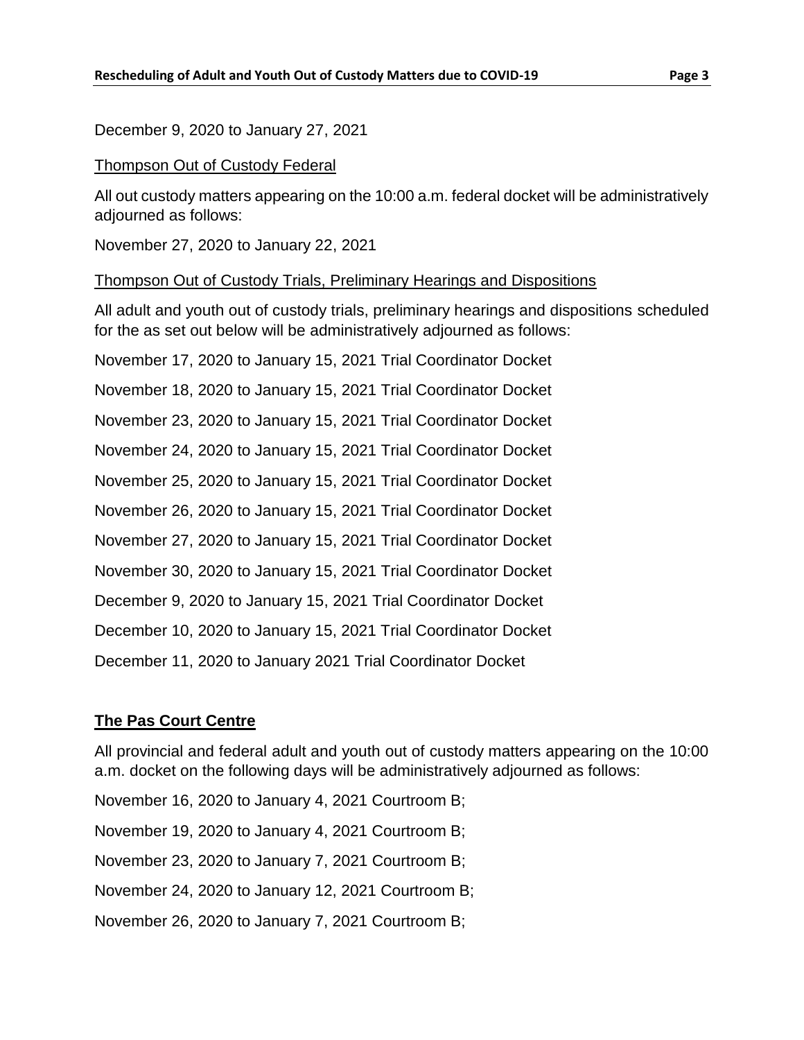December 9, 2020 to January 27, 2021

Thompson Out of Custody Federal

All out custody matters appearing on the 10:00 a.m. federal docket will be administratively adjourned as follows:

November 27, 2020 to January 22, 2021

Thompson Out of Custody Trials, Preliminary Hearings and Dispositions

All adult and youth out of custody trials, preliminary hearings and dispositions scheduled for the as set out below will be administratively adjourned as follows:

November 17, 2020 to January 15, 2021 Trial Coordinator Docket

November 18, 2020 to January 15, 2021 Trial Coordinator Docket

November 23, 2020 to January 15, 2021 Trial Coordinator Docket

November 24, 2020 to January 15, 2021 Trial Coordinator Docket

November 25, 2020 to January 15, 2021 Trial Coordinator Docket

November 26, 2020 to January 15, 2021 Trial Coordinator Docket

November 27, 2020 to January 15, 2021 Trial Coordinator Docket

November 30, 2020 to January 15, 2021 Trial Coordinator Docket

December 9, 2020 to January 15, 2021 Trial Coordinator Docket

December 10, 2020 to January 15, 2021 Trial Coordinator Docket

December 11, 2020 to January 2021 Trial Coordinator Docket

## The Pas Court Centre

All provincial and federal adult and youth out of custody matters appearing on the 10:00 a.m. docket on the following days will be administratively adjourned as follows:

November 16, 2020 to January 4, 2021 Courtroom B;

November 19, 2020 to January 4, 2021 Courtroom B;

November 23, 2020 to January 7, 2021 Courtroom B;

November 24, 2020 to January 12, 2021 Courtroom B;

November 26, 2020 to January 7, 2021 Courtroom B;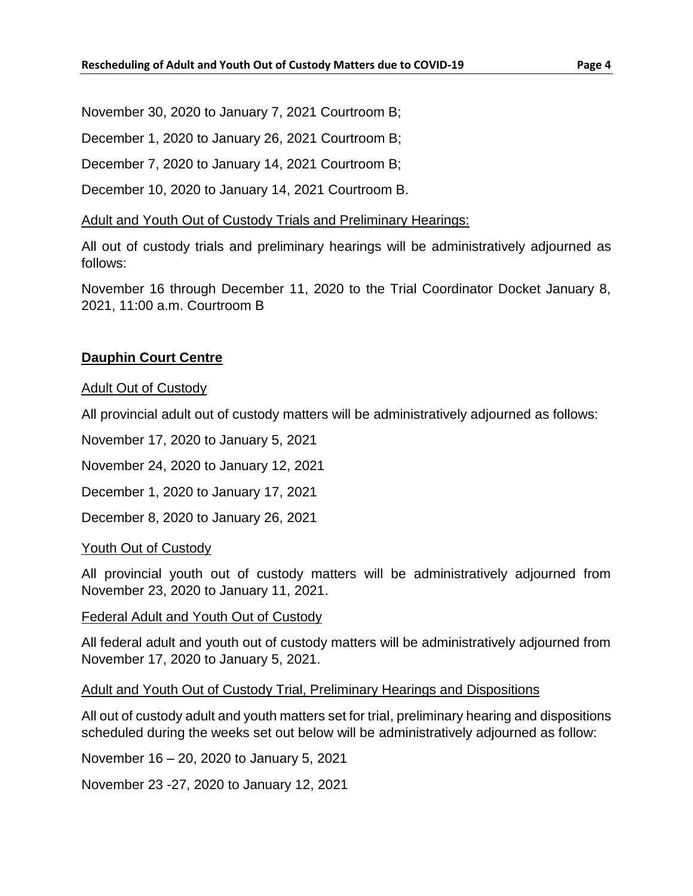November 30, 2020 to January 7, 2021 Courtroom B;

December 1, 2020 to January 26, 2021 Courtroom B;

December 7, 2020 to January 14, 2021 Courtroom B;

December 10, 2020 to January 14, 2021 Courtroom B.

Adult and Youth Out of Custody Trials and Preliminary Hearings:

All out of custody trials and preliminary hearings will be administratively adjourned as follows:

November 16 through December 11, 2020 to the Trial Coordinator Docket January 8, 2021, 11:00 a.m. Courtroom B

## Dauphin Court Centre

Adult Out of Custody

All provincial adult out of custody matters will be administratively adjourned as follows:

November 17, 2020 to January 5, 2021

November 24, 2020 to January 12, 2021

December 1, 2020 to January 17, 2021

December 8, 2020 to January 26, 2021

Youth Out of Custody

All provincial youth out of custody matters will be administratively adjourned from November 23, 2020 to January 11, 2021.

Federal Adult and Youth Out of Custody

All federal adult and youth out of custody matters will be administratively adjourned from November 17, 2020 to January 5, 2021.

Adult and Youth Out of Custody Trial, Preliminary Hearings and Dispositions

All out of custody adult and youth matters set for trial, preliminary hearing and dispositions scheduled during the weeks set out below will be administratively adjourned as follow:

November 16 – 20, 2020 to January 5, 2021

November 23 -27, 2020 to January 12, 2021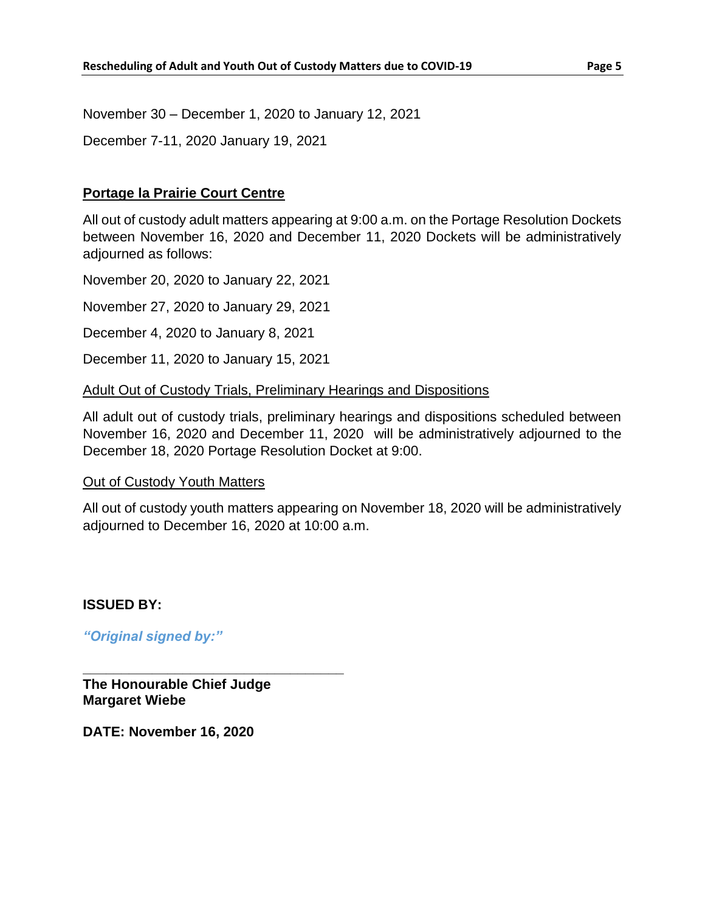November 30 – December 1, 2020 to January 12, 2021

December 7-11, 2020 January 19, 2021

## Portage la Prairie Court Centre

All out of custody adult matters appearing at 9:00 a.m. on the Portage Resolution Dockets between November 16, 2020 and December 11, 2020 Dockets will be administratively adjourned as follows:

November 20, 2020 to January 22, 2021

November 27, 2020 to January 29, 2021

December 4, 2020 to January 8, 2021

December 11, 2020 to January 15, 2021

### Adult Out of Custody Trials, Preliminary Hearings and Dispositions

All adult out of custody trials, preliminary hearings and dispositions scheduled between November 16, 2020 and December 11, 2020 will be administratively adjourned to the December 18, 2020 Portage Resolution Docket at 9:00.

### Out of Custody Youth Matters

All out of custody youth matters appearing on November 18, 2020 will be administratively adjourned to December 16, 2020 at 10:00 a.m.

**ISSUED BY:**

***"Original signed by:"***

**The Honourable Chief Judge**
**Margaret Wiebe**

**DATE: November 16, 2020**